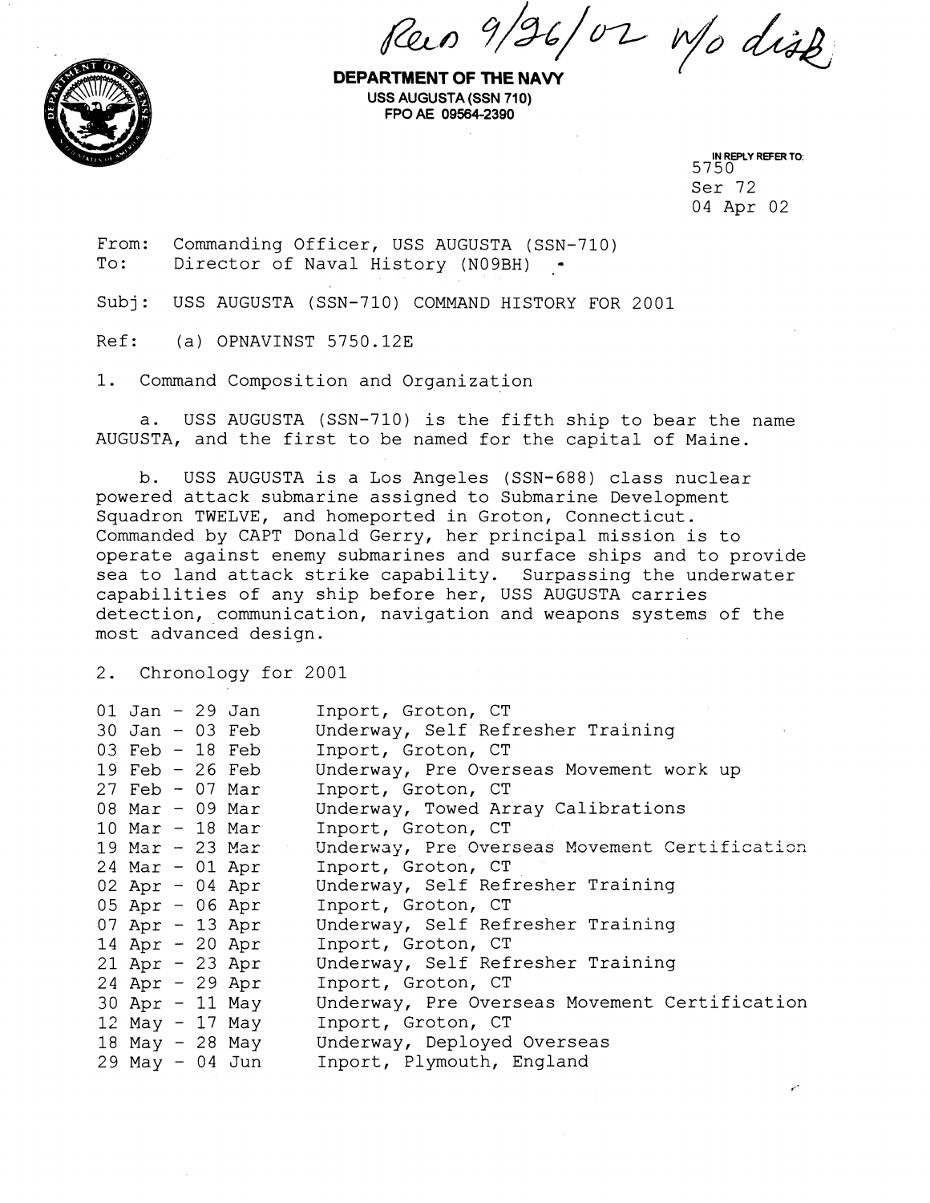Rec'd 9/26/02 w/o disk

**DEPARTMENT OF THE NAVY**
**USS AUGUSTA (SSN 710)**
**FPO AE 09564-2390**

IN REPLY REFER TO:
5750
Ser 72
04 Apr 02

From: Commanding Officer, USS AUGUSTA (SSN-710)
To: Director of Naval History (N09BH)

Subj: USS AUGUSTA (SSN-710) COMMAND HISTORY FOR 2001

Ref: (a) OPNAVINST 5750.12E

1. Command Composition and Organization

a. USS AUGUSTA (SSN-710) is the fifth ship to bear the name AUGUSTA, and the first to be named for the capital of Maine.

b. USS AUGUSTA is a Los Angeles (SSN-688) class nuclear powered attack submarine assigned to Submarine Development Squadron TWELVE, and homeported in Groton, Connecticut. Commanded by CAPT Donald Gerry, her principal mission is to operate against enemy submarines and surface ships and to provide sea to land attack strike capability. Surpassing the underwater capabilities of any ship before her, USS AUGUSTA carries detection, communication, navigation and weapons systems of the most advanced design.

2. Chronology for 2001

| | |
|---|---|
| 01 Jan - 29 Jan | Inport, Groton, CT |
| 30 Jan - 03 Feb | Underway, Self Refresher Training |
| 03 Feb - 18 Feb | Inport, Groton, CT |
| 19 Feb - 26 Feb | Underway, Pre Overseas Movement work up |
| 27 Feb - 07 Mar | Inport, Groton, CT |
| 08 Mar - 09 Mar | Underway, Towed Array Calibrations |
| 10 Mar - 18 Mar | Inport, Groton, CT |
| 19 Mar - 23 Mar | Underway, Pre Overseas Movement Certification |
| 24 Mar - 01 Apr | Inport, Groton, CT |
| 02 Apr - 04 Apr | Underway, Self Refresher Training |
| 05 Apr - 06 Apr | Inport, Groton, CT |
| 07 Apr - 13 Apr | Underway, Self Refresher Training |
| 14 Apr - 20 Apr | Inport, Groton, CT |
| 21 Apr - 23 Apr | Underway, Self Refresher Training |
| 24 Apr - 29 Apr | Inport, Groton, CT |
| 30 Apr - 11 May | Underway, Pre Overseas Movement Certification |
| 12 May - 17 May | Inport, Groton, CT |
| 18 May - 28 May | Underway, Deployed Overseas |
| 29 May - 04 Jun | Inport, Plymouth, England |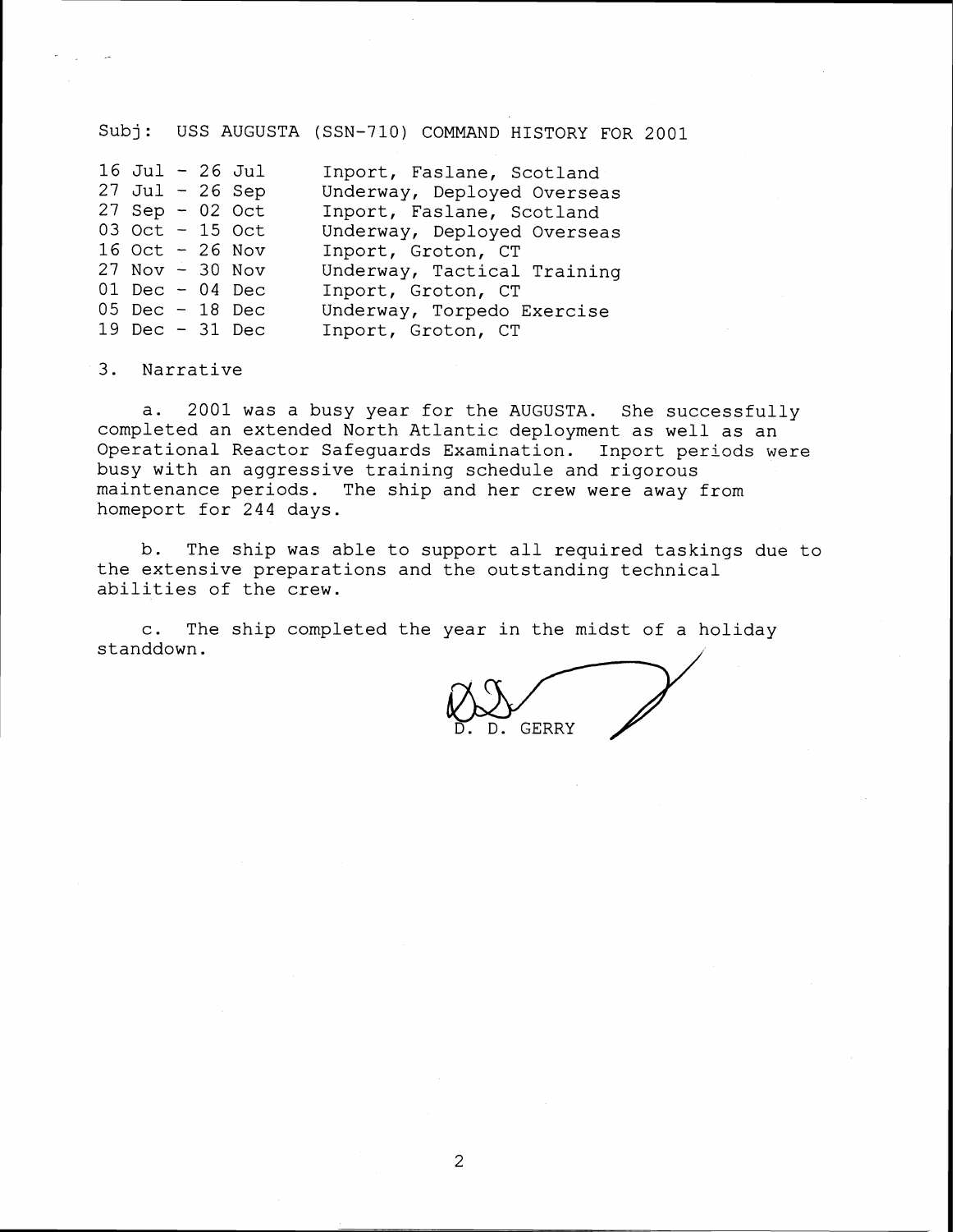Subj: USS AUGUSTA (SSN-710) COMMAND HISTORY FOR 2001

| | |
|---|---|
| 16 Jul - 26 Jul | Inport, Faslane, Scotland |
| 27 Jul - 26 Sep | Underway, Deployed Overseas |
| 27 Sep - 02 Oct | Inport, Faslane, Scotland |
| 03 Oct - 15 Oct | Underway, Deployed Overseas |
| 16 Oct - 26 Nov | Inport, Groton, CT |
| 27 Nov - 30 Nov | Underway, Tactical Training |
| 01 Dec - 04 Dec | Inport, Groton, CT |
| 05 Dec - 18 Dec | Underway, Torpedo Exercise |
| 19 Dec - 31 Dec | Inport, Groton, CT |

3. Narrative

a. 2001 was a busy year for the AUGUSTA. She successfully completed an extended North Atlantic deployment as well as an Operational Reactor Safeguards Examination. Inport periods were busy with an aggressive training schedule and rigorous maintenance periods. The ship and her crew were away from homeport for 244 days.

b. The ship was able to support all required taskings due to the extensive preparations and the outstanding technical abilities of the crew.

c. The ship completed the year in the midst of a holiday standdown.

D. D. GERRY